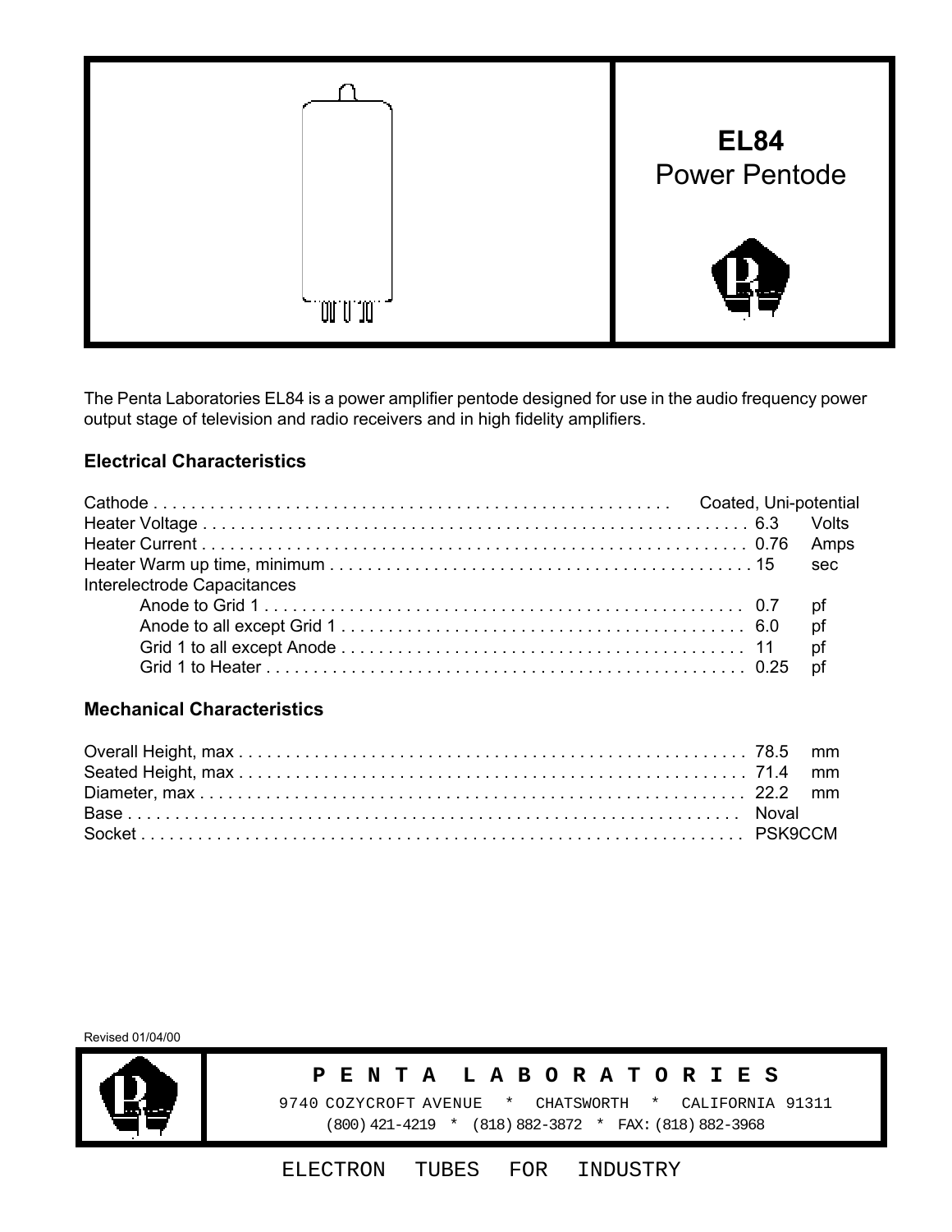# EL84

## Power Pentode

The Penta Laboratories EL84 is a power amplifier pentode designed for use in the audio frequency power output stage of television and radio receivers and in high fidelity amplifiers.

### Electrical Characteristics

| Parameter | Value | Unit |
|---|---|---|
| Cathode | Coated, Uni-potential | |
| Heater Voltage | 6.3 | Volts |
| Heater Current | 0.76 | Amps |
| Heater Warm up time, minimum | 15 | sec |
| Interelectrode Capacitances | | |
| Anode to Grid 1 | 0.7 | pf |
| Anode to all except Grid 1 | 6.0 | pf |
| Grid 1 to all except Anode | 11 | pf |
| Grid 1 to Heater | 0.25 | pf |

### Mechanical Characteristics

| Parameter | Value | Unit |
|---|---|---|
| Overall Height, max | 78.5 | mm |
| Seated Height, max | 71.4 | mm |
| Diameter, max | 22.2 | mm |
| Base | Noval | |
| Socket | PSK9CCM | |

Revised 01/04/00

**PENTA LABORATORIES**

9740 COZYCROFT AVENUE * CHATSWORTH * CALIFORNIA 91311

(800) 421-4219 * (818) 882-3872 * FAX: (818) 882-3968

ELECTRON TUBES FOR INDUSTRY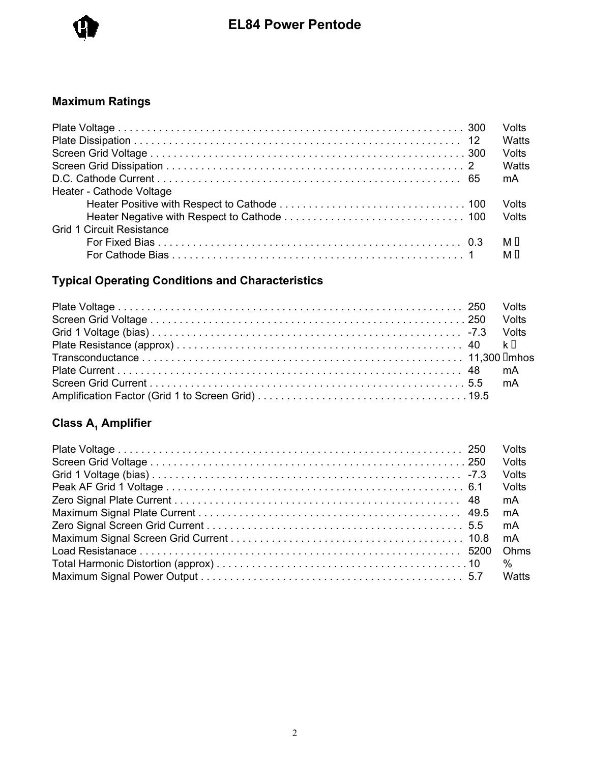# EL84 Power Pentode

## Maximum Ratings

| Parameter | Value | Unit |
|---|---|---|
| Plate Voltage | 300 | Volts |
| Plate Dissipation | 12 | Watts |
| Screen Grid Voltage | 300 | Volts |
| Screen Grid Dissipation | 2 | Watts |
| D.C. Cathode Current | 65 | mA |
| Heater - Cathode Voltage | | |
| Heater Positive with Respect to Cathode | 100 | Volts |
| Heater Negative with Respect to Cathode | 100 | Volts |
| Grid 1 Circuit Resistance | | |
| For Fixed Bias | 0.3 | MΩ |
| For Cathode Bias | 1 | MΩ |

## Typical Operating Conditions and Characteristics

| Parameter | Value | Unit |
|---|---|---|
| Plate Voltage | 250 | Volts |
| Screen Grid Voltage | 250 | Volts |
| Grid 1 Voltage (bias) | -7.3 | Volts |
| Plate Resistance (approx) | 40 | kΩ |
| Transconductance | 11,300 | µmhos |
| Plate Current | 48 | mA |
| Screen Grid Current | 5.5 | mA |
| Amplification Factor (Grid 1 to Screen Grid) | 19.5 | |

## Class $A_1$ Amplifier

| Parameter | Value | Unit |
|---|---|---|
| Plate Voltage | 250 | Volts |
| Screen Grid Voltage | 250 | Volts |
| Grid 1 Voltage (bias) | -7.3 | Volts |
| Peak AF Grid 1 Voltage | 6.1 | Volts |
| Zero Signal Plate Current | 48 | mA |
| Maximum Signal Plate Current | 49.5 | mA |
| Zero Signal Screen Grid Current | 5.5 | mA |
| Maximum Signal Screen Grid Current | 10.8 | mA |
| Load Resistanace | 5200 | Ohms |
| Total Harmonic Distortion (approx) | 10 | % |
| Maximum Signal Power Output | 5.7 | Watts |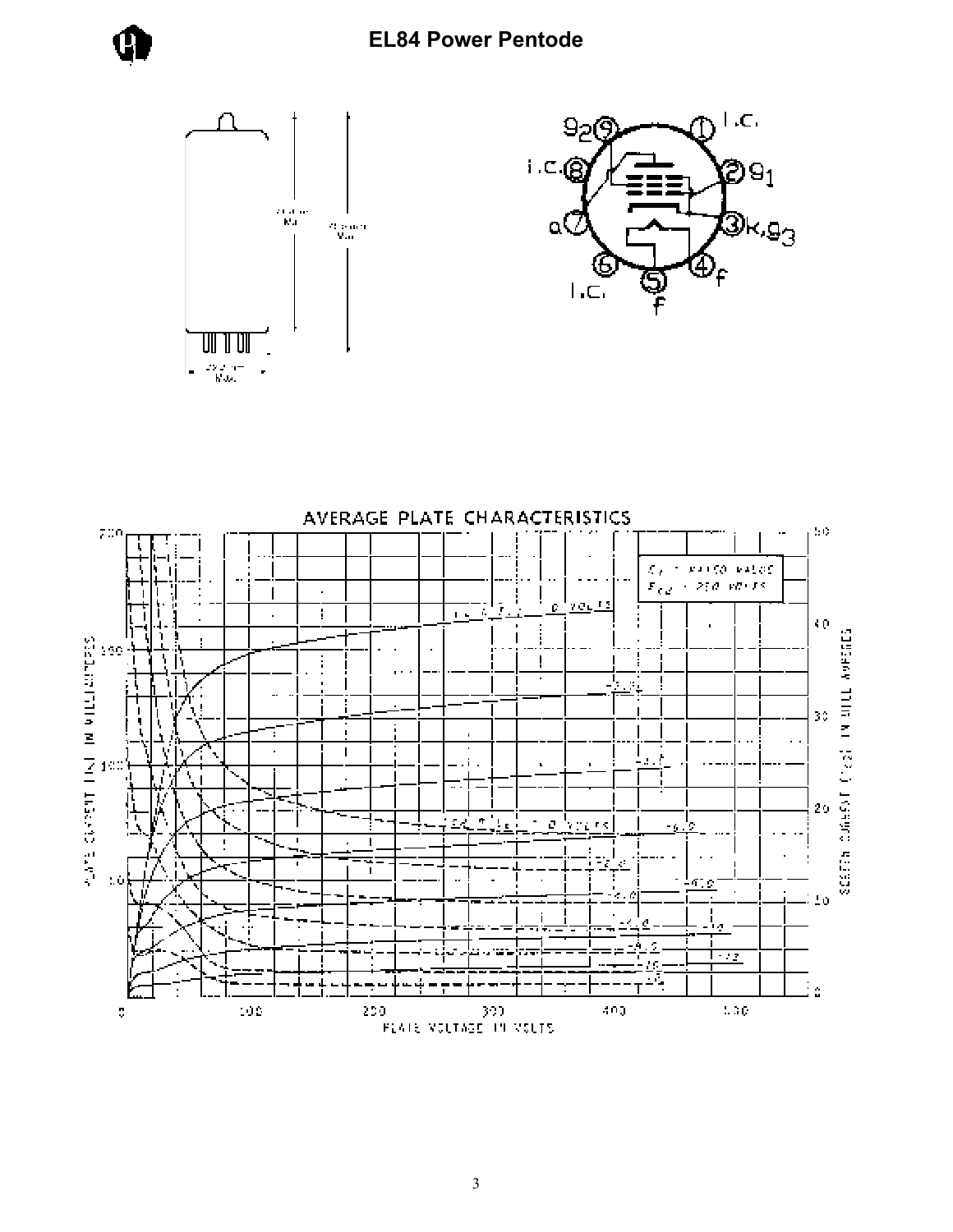# EL84 Power Pentode

g2 9 · 1 i.c.
i.c. 8 · 2 g1
a 7 · 3 k,g3
6 · 5 · 4 f
i.c. · f

AVERAGE PLATE CHARACTERISTICS

PLATE CURRENT (Ib) IN MILLIAMPERES

SCREEN CURRENT (Ic2) IN MILLIAMPERES

PLATE VOLTAGE IN VOLTS

0 · 100 · 200 · 300 · 400 · 500

0 · 50 · 100 · 150 · 200

0 · 10 · 20 · 30 · 40 · 50

$E_{c1}$ = 0 VOLTS

$E_{c2}$ = 250 VOLTS